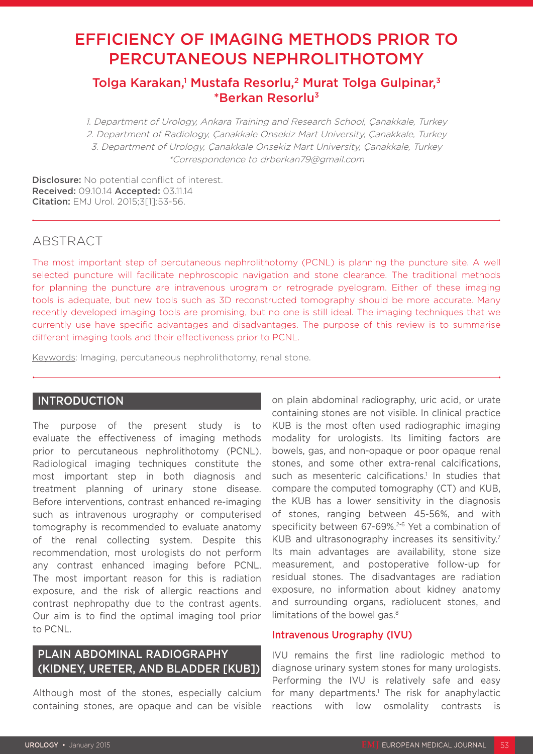# EFFICIENCY OF IMAGING METHODS PRIOR TO PERCUTANEOUS NEPHROLITHOTOMY

## Tolga Karakan,[1] Mustafa Resorlu,[2] Murat Tolga Gulpinar,[3] *Berkan Resorlu[3]

*1. Department of Urology, Ankara Training and Research School, Çanakkale, Turkey*
*2. Department of Radiology, Çanakkale Onsekiz Mart University, Çanakkale, Turkey*
*3. Department of Urology, Çanakkale Onsekiz Mart University, Çanakkale, Turkey*
*\*Correspondence to drberkan79@gmail.com*

**Disclosure:** No potential conflict of interest.
**Received:** 09.10.14 **Accepted:** 03.11.14
**Citation:** EMJ Urol. 2015;3[1]:53-56.

## ABSTRACT

The most important step of percutaneous nephrolithotomy (PCNL) is planning the puncture site. A well selected puncture will facilitate nephroscopic navigation and stone clearance. The traditional methods for planning the puncture are intravenous urogram or retrograde pyelogram. Either of these imaging tools is adequate, but new tools such as 3D reconstructed tomography should be more accurate. Many recently developed imaging tools are promising, but no one is still ideal. The imaging techniques that we currently use have specific advantages and disadvantages. The purpose of this review is to summarise different imaging tools and their effectiveness prior to PCNL.

Keywords: Imaging, percutaneous nephrolithotomy, renal stone.

## INTRODUCTION

The purpose of the present study is to evaluate the effectiveness of imaging methods prior to percutaneous nephrolithotomy (PCNL). Radiological imaging techniques constitute the most important step in both diagnosis and treatment planning of urinary stone disease. Before interventions, contrast enhanced re-imaging such as intravenous urography or computerised tomography is recommended to evaluate anatomy of the renal collecting system. Despite this recommendation, most urologists do not perform any contrast enhanced imaging before PCNL. The most important reason for this is radiation exposure, and the risk of allergic reactions and contrast nephropathy due to the contrast agents. Our aim is to find the optimal imaging tool prior to PCNL.

## PLAIN ABDOMINAL RADIOGRAPHY (KIDNEY, URETER, AND BLADDER [KUB])

Although most of the stones, especially calcium containing stones, are opaque and can be visible on plain abdominal radiography, uric acid, or urate containing stones are not visible. In clinical practice KUB is the most often used radiographic imaging modality for urologists. Its limiting factors are bowels, gas, and non-opaque or poor opaque renal stones, and some other extra-renal calcifications, such as mesenteric calcifications.[1] In studies that compare the computed tomography (CT) and KUB, the KUB has a lower sensitivity in the diagnosis of stones, ranging between 45-56%, and with specificity between 67-69%.[2-6] Yet a combination of KUB and ultrasonography increases its sensitivity.[7] Its main advantages are availability, stone size measurement, and postoperative follow-up for residual stones. The disadvantages are radiation exposure, no information about kidney anatomy and surrounding organs, radiolucent stones, and limitations of the bowel gas.[8]

### Intravenous Urography (IVU)

IVU remains the first line radiologic method to diagnose urinary system stones for many urologists. Performing the IVU is relatively safe and easy for many departments.[1] The risk for anaphylactic reactions with low osmolality contrasts is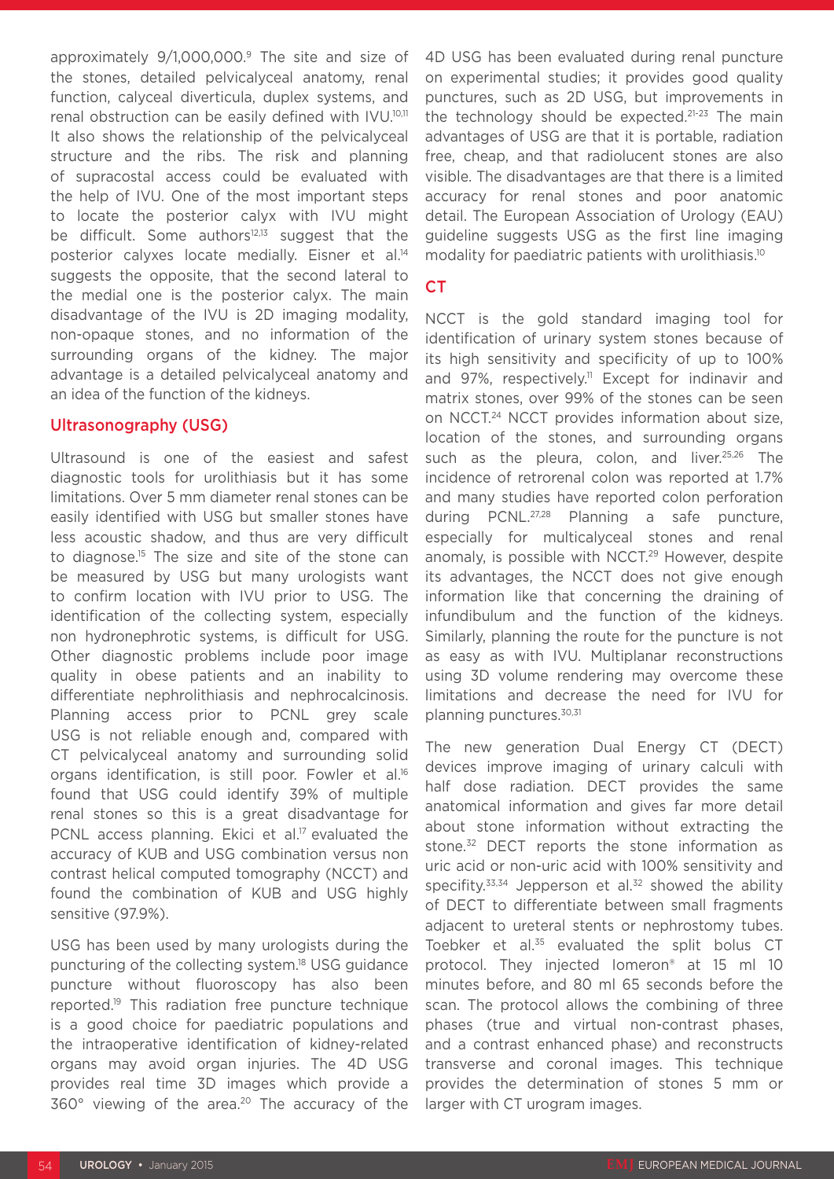approximately 9/1,000,000.[9] The site and size of the stones, detailed pelvicalyceal anatomy, renal function, calyceal diverticula, duplex systems, and renal obstruction can be easily defined with IVU.[10,11] It also shows the relationship of the pelvicalyceal structure and the ribs. The risk and planning of supracostal access could be evaluated with the help of IVU. One of the most important steps to locate the posterior calyx with IVU might be difficult. Some authors[12,13] suggest that the posterior calyxes locate medially. Eisner et al.[14] suggests the opposite, that the second lateral to the medial one is the posterior calyx. The main disadvantage of the IVU is 2D imaging modality, non-opaque stones, and no information of the surrounding organs of the kidney. The major advantage is a detailed pelvicalyceal anatomy and an idea of the function of the kidneys.

## Ultrasonography (USG)

Ultrasound is one of the easiest and safest diagnostic tools for urolithiasis but it has some limitations. Over 5 mm diameter renal stones can be easily identified with USG but smaller stones have less acoustic shadow, and thus are very difficult to diagnose.[15] The size and site of the stone can be measured by USG but many urologists want to confirm location with IVU prior to USG. The identification of the collecting system, especially non hydronephrotic systems, is difficult for USG. Other diagnostic problems include poor image quality in obese patients and an inability to differentiate nephrolithiasis and nephrocalcinosis. Planning access prior to PCNL grey scale USG is not reliable enough and, compared with CT pelvicalyceal anatomy and surrounding solid organs identification, is still poor. Fowler et al.[16] found that USG could identify 39% of multiple renal stones so this is a great disadvantage for PCNL access planning. Ekici et al.[17] evaluated the accuracy of KUB and USG combination versus non contrast helical computed tomography (NCCT) and found the combination of KUB and USG highly sensitive (97.9%).

USG has been used by many urologists during the puncturing of the collecting system.[18] USG guidance puncture without fluoroscopy has also been reported.[19] This radiation free puncture technique is a good choice for paediatric populations and the intraoperative identification of kidney-related organs may avoid organ injuries. The 4D USG provides real time 3D images which provide a 360° viewing of the area.[20] The accuracy of the 4D USG has been evaluated during renal puncture on experimental studies; it provides good quality punctures, such as 2D USG, but improvements in the technology should be expected.[21-23] The main advantages of USG are that it is portable, radiation free, cheap, and that radiolucent stones are also visible. The disadvantages are that there is a limited accuracy for renal stones and poor anatomic detail. The European Association of Urology (EAU) guideline suggests USG as the first line imaging modality for paediatric patients with urolithiasis.[10]

## CT

NCCT is the gold standard imaging tool for identification of urinary system stones because of its high sensitivity and specificity of up to 100% and 97%, respectively.[11] Except for indinavir and matrix stones, over 99% of the stones can be seen on NCCT.[24] NCCT provides information about size, location of the stones, and surrounding organs such as the pleura, colon, and liver.[25,26] The incidence of retrorenal colon was reported at 1.7% and many studies have reported colon perforation during PCNL.[27,28] Planning a safe puncture, especially for multicalyceal stones and renal anomaly, is possible with NCCT.[29] However, despite its advantages, the NCCT does not give enough information like that concerning the draining of infundibulum and the function of the kidneys. Similarly, planning the route for the puncture is not as easy as with IVU. Multiplanar reconstructions using 3D volume rendering may overcome these limitations and decrease the need for IVU for planning punctures.[30,31]

The new generation Dual Energy CT (DECT) devices improve imaging of urinary calculi with half dose radiation. DECT provides the same anatomical information and gives far more detail about stone information without extracting the stone.[32] DECT reports the stone information as uric acid or non-uric acid with 100% sensitivity and specifity.[33,34] Jepperson et al.[32] showed the ability of DECT to differentiate between small fragments adjacent to ureteral stents or nephrostomy tubes. Toebker et al.[35] evaluated the split bolus CT protocol. They injected Iomeron® at 15 ml 10 minutes before, and 80 ml 65 seconds before the scan. The protocol allows the combining of three phases (true and virtual non-contrast phases, and a contrast enhanced phase) and reconstructs transverse and coronal images. This technique provides the determination of stones 5 mm or larger with CT urogram images.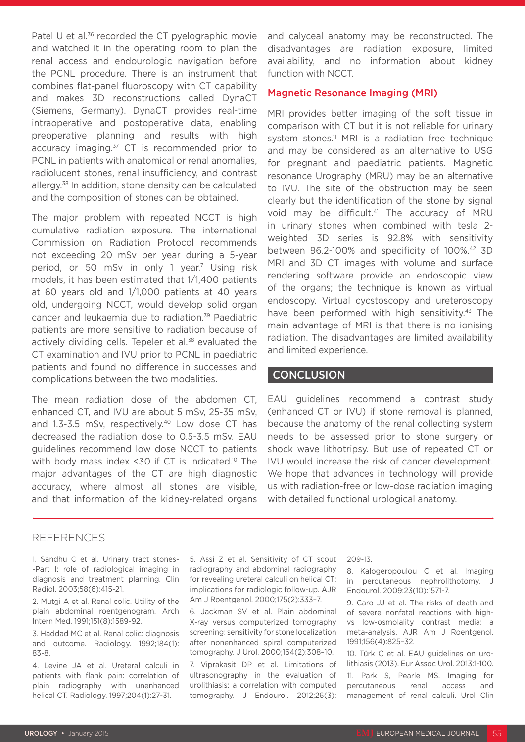Patel U et al.[36] recorded the CT pyelographic movie and watched it in the operating room to plan the renal access and endourologic navigation before the PCNL procedure. There is an instrument that combines flat-panel fluoroscopy with CT capability and makes 3D reconstructions called DynaCT (Siemens, Germany). DynaCT provides real-time intraoperative and postoperative data, enabling preoperative planning and results with high accuracy imaging.[37] CT is recommended prior to PCNL in patients with anatomical or renal anomalies, radiolucent stones, renal insufficiency, and contrast allergy.[38] In addition, stone density can be calculated and the composition of stones can be obtained.

The major problem with repeated NCCT is high cumulative radiation exposure. The international Commission on Radiation Protocol recommends not exceeding 20 mSv per year during a 5-year period, or 50 mSv in only 1 year.[7] Using risk models, it has been estimated that 1/1,400 patients at 60 years old and 1/1,000 patients at 40 years old, undergoing NCCT, would develop solid organ cancer and leukaemia due to radiation.[39] Paediatric patients are more sensitive to radiation because of actively dividing cells. Tepeler et al.[38] evaluated the CT examination and IVU prior to PCNL in paediatric patients and found no difference in successes and complications between the two modalities.

The mean radiation dose of the abdomen CT, enhanced CT, and IVU are about 5 mSv, 25-35 mSv, and 1.3-3.5 mSv, respectively.[40] Low dose CT has decreased the radiation dose to 0.5-3.5 mSv. EAU guidelines recommend low dose NCCT to patients with body mass index <30 if CT is indicated.[10] The major advantages of the CT are high diagnostic accuracy, where almost all stones are visible, and that information of the kidney-related organs and calyceal anatomy may be reconstructed. The disadvantages are radiation exposure, limited availability, and no information about kidney function with NCCT.

## Magnetic Resonance Imaging (MRI)

MRI provides better imaging of the soft tissue in comparison with CT but it is not reliable for urinary system stones.[11] MRI is a radiation free technique and may be considered as an alternative to USG for pregnant and paediatric patients. Magnetic resonance Urography (MRU) may be an alternative to IVU. The site of the obstruction may be seen clearly but the identification of the stone by signal void may be difficult.[41] The accuracy of MRU in urinary stones when combined with tesla 2-weighted 3D series is 92.8% with sensitivity between 96.2-100% and specificity of 100%.[42] 3D MRI and 3D CT images with volume and surface rendering software provide an endoscopic view of the organs; the technique is known as virtual endoscopy. Virtual cycstoscopy and ureteroscopy have been performed with high sensitivity.[43] The main advantage of MRI is that there is no ionising radiation. The disadvantages are limited availability and limited experience.

## CONCLUSION

EAU guidelines recommend a contrast study (enhanced CT or IVU) if stone removal is planned, because the anatomy of the renal collecting system needs to be assessed prior to stone surgery or shock wave lithotripsy. But use of repeated CT or IVU would increase the risk of cancer development. We hope that advances in technology will provide us with radiation-free or low-dose radiation imaging with detailed functional urological anatomy.

## REFERENCES

1. Sandhu C et al. Urinary tract stones--Part I: role of radiological imaging in diagnosis and treatment planning. Clin Radiol. 2003;58(6):415-21.

2. Mutgi A et al. Renal colic. Utility of the plain abdominal roentgenogram. Arch Intern Med. 1991;151(8):1589-92.

3. Haddad MC et al. Renal colic: diagnosis and outcome. Radiology. 1992;184(1):83-8.

4. Levine JA et al. Ureteral calculi in patients with flank pain: correlation of plain radiography with unenhanced helical CT. Radiology. 1997;204(1):27-31.

5. Assi Z et al. Sensitivity of CT scout radiography and abdominal radiography for revealing ureteral calculi on helical CT: implications for radiologic follow-up. AJR Am J Roentgenol. 2000;175(2):333–7.

6. Jackman SV et al. Plain abdominal X-ray versus computerized tomography screening: sensitivity for stone localization after nonenhanced spiral computerized tomography. J Urol. 2000;164(2):308–10.

7. Viprakasit DP et al. Limitations of ultrasonography in the evaluation of urolithiasis: a correlation with computed tomography. J Endourol. 2012;26(3):209-13.

8. Kalogeropoulou C et al. Imaging in percutaneous nephrolithotomy. J Endourol. 2009;23(10):1571-7.

9. Caro JJ et al. The risks of death and of severe nonfatal reactions with high- vs low-osmolality contrast media: a meta-analysis. AJR Am J Roentgenol. 1991;156(4):825–32.

10. Türk C et al. EAU guidelines on urolithiasis (2013). Eur Assoc Urol. 2013:1-100.

11. Park S, Pearle MS. Imaging for percutaneous renal access and management of renal calculi. Urol Clin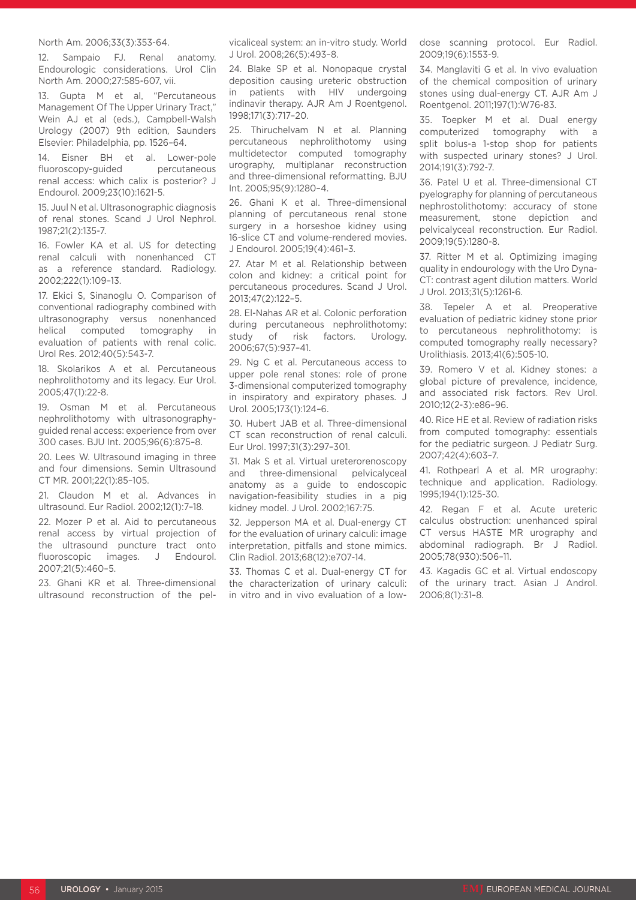North Am. 2006;33(3):353-64.

12. Sampaio FJ. Renal anatomy. Endourologic considerations. Urol Clin North Am. 2000;27:585-607, vii.

13. Gupta M et al, "Percutaneous Management Of The Upper Urinary Tract," Wein AJ et al (eds.), Campbell-Walsh Urology (2007) 9th edition, Saunders Elsevier: Philadelphia, pp. 1526–64.

14. Eisner BH et al. Lower-pole fluoroscopy-guided percutaneous renal access: which calix is posterior? J Endourol. 2009;23(10):1621-5.

15. Juul N et al. Ultrasonographic diagnosis of renal stones. Scand J Urol Nephrol. 1987;21(2):135-7.

16. Fowler KA et al. US for detecting renal calculi with nonenhanced CT as a reference standard. Radiology. 2002;222(1):109–13.

17. Ekici S, Sinanoglu O. Comparison of conventional radiography combined with ultrasonography versus nonenhanced helical computed tomography in evaluation of patients with renal colic. Urol Res. 2012;40(5):543-7.

18. Skolarikos A et al. Percutaneous nephrolithotomy and its legacy. Eur Urol. 2005;47(1):22-8.

19. Osman M et al. Percutaneous nephrolithotomy with ultrasonography-guided renal access: experience from over 300 cases. BJU Int. 2005;96(6):875–8.

20. Lees W. Ultrasound imaging in three and four dimensions. Semin Ultrasound CT MR. 2001;22(1):85–105.

21. Claudon M et al. Advances in ultrasound. Eur Radiol. 2002;12(1):7–18.

22. Mozer P et al. Aid to percutaneous renal access by virtual projection of the ultrasound puncture tract onto fluoroscopic images. J Endourol. 2007;21(5):460–5.

23. Ghani KR et al. Three-dimensional ultrasound reconstruction of the pelvicaliceal system: an in-vitro study. World J Urol. 2008;26(5):493–8.

24. Blake SP et al. Nonopaque crystal deposition causing ureteric obstruction in patients with HIV undergoing indinavir therapy. AJR Am J Roentgenol. 1998;171(3):717–20.

25. Thiruchelvam N et al. Planning percutaneous nephrolithotomy using multidetector computed tomography urography, multiplanar reconstruction and three-dimensional reformatting. BJU Int. 2005;95(9):1280–4.

26. Ghani K et al. Three-dimensional planning of percutaneous renal stone surgery in a horseshoe kidney using 16-slice CT and volume-rendered movies. J Endourol. 2005;19(4):461–3.

27. Atar M et al. Relationship between colon and kidney: a critical point for percutaneous procedures. Scand J Urol. 2013;47(2):122–5.

28. El-Nahas AR et al. Colonic perforation during percutaneous nephrolithotomy: study of risk factors. Urology. 2006;67(5):937–41.

29. Ng C et al. Percutaneous access to upper pole renal stones: role of prone 3-dimensional computerized tomography in inspiratory and expiratory phases. J Urol. 2005;173(1):124–6.

30. Hubert JAB et al. Three-dimensional CT scan reconstruction of renal calculi. Eur Urol. 1997;31(3):297–301.

31. Mak S et al. Virtual ureterorenoscopy and three-dimensional pelvicalyceal anatomy as a guide to endoscopic navigation-feasibility studies in a pig kidney model. J Urol. 2002;167:75.

32. Jepperson MA et al. Dual-energy CT for the evaluation of urinary calculi: image interpretation, pitfalls and stone mimics. Clin Radiol. 2013;68(12):e707-14.

33. Thomas C et al. Dual-energy CT for the characterization of urinary calculi: in vitro and in vivo evaluation of a low-dose scanning protocol. Eur Radiol. 2009;19(6):1553-9.

34. Manglaviti G et al. In vivo evaluation of the chemical composition of urinary stones using dual-energy CT. AJR Am J Roentgenol. 2011;197(1):W76-83.

35. Toepker M et al. Dual energy computerized tomography with a split bolus-a 1-stop shop for patients with suspected urinary stones? J Urol. 2014;191(3):792-7.

36. Patel U et al. Three-dimensional CT pyelography for planning of percutaneous nephrostolithotomy: accuracy of stone measurement, stone depiction and pelvicalyceal reconstruction. Eur Radiol. 2009;19(5):1280-8.

37. Ritter M et al. Optimizing imaging quality in endourology with the Uro Dyna-CT: contrast agent dilution matters. World J Urol. 2013;31(5):1261-6.

38. Tepeler A et al. Preoperative evaluation of pediatric kidney stone prior to percutaneous nephrolithotomy: is computed tomography really necessary? Urolithiasis. 2013;41(6):505-10.

39. Romero V et al. Kidney stones: a global picture of prevalence, incidence, and associated risk factors. Rev Urol. 2010;12(2-3):e86–96.

40. Rice HE et al. Review of radiation risks from computed tomography: essentials for the pediatric surgeon. J Pediatr Surg. 2007;42(4):603–7.

41. Rothpearl A et al. MR urography: technique and application. Radiology. 1995;194(1):125-30.

42. Regan F et al. Acute ureteric calculus obstruction: unenhanced spiral CT versus HASTE MR urography and abdominal radiograph. Br J Radiol. 2005;78(930):506–11.

43. Kagadis GC et al. Virtual endoscopy of the urinary tract. Asian J Androl. 2006;8(1):31–8.